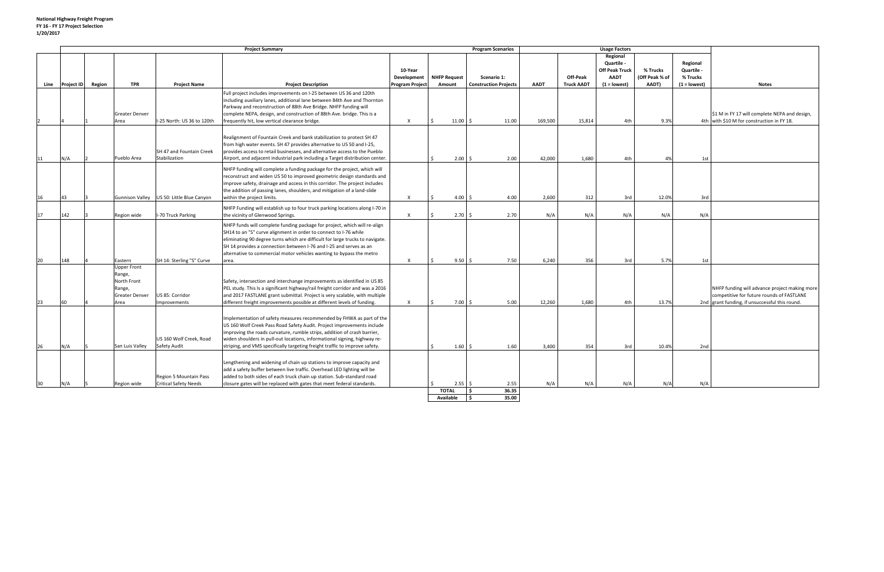**National Highway Freight Program**
**FY 16 - FY 17 Project Selection**
**1/20/2017**

| Project Summary | | | | | | | | Program Scenarios | Usage Factors | | | | | |
|---|---|---|---|---|---|---|---|---|---|---|---|---|---|---|
| Line | Project ID | Region | TPR | Project Name | Project Description | 10-Year Development Program Project | NHFP Request Amount | Scenario 1: Construction Projects | AADT | Off-Peak Truck AADT | Regional Quartile - Off Peak Truck AADT (1 = lowest) | % Trucks (Off Peak % of AADT) | Regional Quartile - % Trucks (1 = lowest) | Notes |
| 2 | 4 | 1 | Greater Denver Area | I-25 North: US 36 to 120th | Full project includes improvements on I-25 between US 36 and 120th including auxiliary lanes, additional lane between 84th Ave and Thornton Parkway and reconstruction of 88th Ave Bridge. NHFP funding will complete NEPA, design, and construction of 88th Ave. bridge. This is a frequently hit, low vertical clearance bridge. | X | $ 11.00 | $ 11.00 | 169,500 | 15,814 | 4th | 9.3% | 4th | $1 M in FY 17 will complete NEPA and design, with $10 M for construction in FY 18. |
| 11 | N/A | 2 | Pueblo Area | SH 47 and Fountain Creek Stabilization | Realignment of Fountain Creek and bank stabilization to protect SH 47 from high water events. SH 47 provides alternative to US 50 and I-25, provides access to retail businesses, and alternative access to the Pueblo Airport, and adjacent industrial park including a Target distribution center. | | $ 2.00 | $ 2.00 | 42,000 | 1,680 | 4th | 4% | 1st | |
| 16 | 43 | 3 | Gunnison Valley | US 50: Little Blue Canyon | NHFP funding will complete a funding package for the project, which will reconstruct and widen US 50 to improved geometric design standards and improve safety, drainage and access in this corridor. The project includes the addition of passing lanes, shoulders, and mitigation of a land-slide within the project limits. | X | $ 4.00 | $ 4.00 | 2,600 | 312 | 3rd | 12.0% | 3rd | |
| 17 | 142 | 3 | Region wide | I-70 Truck Parking | NHFP Funding will establish up to four truck parking locations along I-70 in the vicinity of Glenwood Springs. | X | $ 2.70 | $ 2.70 | N/A | N/A | N/A | N/A | N/A | |
| 20 | 148 | 4 | Eastern | SH 14: Sterling "S" Curve | NHFP funds will complete funding package for project, which will re-align SH14 to an "S" curve alignment in order to connect to I-76 while eliminating 90 degree turns which are difficult for large trucks to navigate. SH 14 provides a connection between I-76 and I-25 and serves as an alternative to commercial motor vehicles wanting to bypass the metro area. | X | $ 9.50 | $ 7.50 | 6,240 | 356 | 3rd | 5.7% | 1st | |
| 23 | 60 | 4 | Upper Front Range, North Front Range, Greater Denver Area | US 85: Corridor Improvements | Safety, intersection and interchange improvements as identified in US 85 PEL study. This is a significant highway/rail freight corridor and was a 2016 and 2017 FASTLANE grant submittal. Project is very scalable, with multiple different freight improvements possible at different levels of funding. | X | $ 7.00 | $ 5.00 | 12,260 | 1,680 | 4th | 13.7% | 2nd | NHFP funding will advance project making more competitive for future rounds of FASTLANE grant funding, if unsuccessful this round. |
| 26 | N/A | 5 | San Luis Valley | US 160 Wolf Creek, Road Safety Audit | Implementation of safety measures recommended by FHWA as part of the US 160 Wolf Creek Pass Road Safety Audit. Project improvements include improving the roads curvature, rumble strips, addition of crash barrier, widen shoulders in pull-out locations, informational signing, highway re-striping, and VMS specifically targeting freight traffic to improve safety. | | $ 1.60 | $ 1.60 | 3,400 | 354 | 3rd | 10.4% | 2nd | |
| 30 | N/A | 5 | Region wide | Region 5 Mountain Pass Critical Safety Needs | Lengthening and widening of chain up stations to improve capacity and add a safety buffer between live traffic. Overhead LED lighting will be added to both sides of each truck chain up station. Sub-standard road closure gates will be replaced with gates that meet federal standards. | | $ 2.55 | $ 2.55 | N/A | N/A | N/A | N/A | N/A | |
| | | | | | | | **TOTAL** | $ 36.35 | | | | | | |
| | | | | | | | **Available** | $ 35.00 | | | | | | |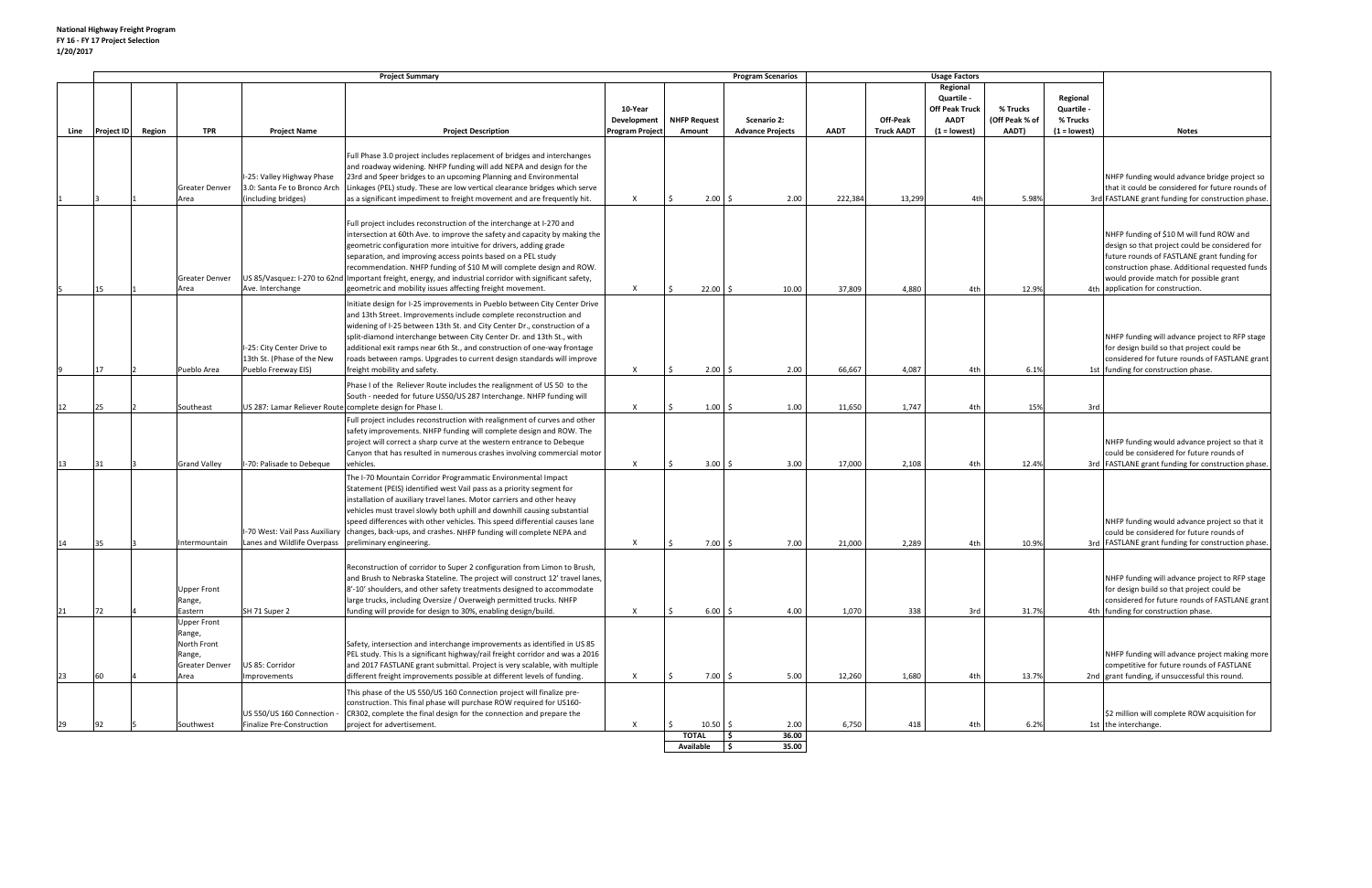**National Highway Freight Program**
**FY 16 - FY 17 Project Selection**
**1/20/2017**

| Project Summary | | | | | | | | Program Scenarios | Usage Factors | | | | | |
|---|---|---|---|---|---|---|---|---|---|---|---|---|---|---|
| Line | Project ID | Region | TPR | Project Name | Project Description | 10-Year Development Program Project | NHFP Request Amount | Scenario 2: Advance Projects | AADT | Off-Peak Truck AADT | Regional Quartile - Off Peak Truck AADT (1 = lowest) | % Trucks (Off Peak % of AADT) | Regional Quartile - % Trucks (1 = lowest) | Notes |
| 1 | 3 | 1 | Greater Denver Area | I-25: Valley Highway Phase 3.0: Santa Fe to Bronco Arch (including bridges) | Full Phase 3.0 project includes replacement of bridges and interchanges and roadway widening. NHFP funding will add NEPA and design for the 23rd and Speer bridges to an upcoming Planning and Environmental Linkages (PEL) study. These are low vertical clearance bridges which serve as a significant impediment to freight movement and are frequently hit. | X | $ 2.00 | $ 2.00 | 222,384 | 13,299 | 4th | 5.98% | 3rd | NHFP funding would advance bridge project so that it could be considered for future rounds of FASTLANE grant funding for construction phase. |
| 5 | 15 | 1 | Greater Denver Area | US 85/Vasquez: I-270 to 62nd Ave. Interchange | Full project includes reconstruction of the interchange at I-270 and intersection at 60th Ave. to improve the safety and capacity by making the geometric configuration more intuitive for drivers, adding grade separation, and improving access points based on a PEL study recommendation. NHFP funding of $10 M will complete design and ROW. Important freight, energy, and industrial corridor with significant safety, geometric and mobility issues affecting freight movement. | X | $ 22.00 | $ 10.00 | 37,809 | 4,880 | 4th | 12.9% | 4th | NHFP funding of $10 M will fund ROW and design so that project could be considered for future rounds of FASTLANE grant funding for construction phase. Additional requested funds would provide match for possible grant application for construction. |
| 9 | 17 | 2 | Pueblo Area | I-25: City Center Drive to 13th St. (Phase of the New Pueblo Freeway EIS) | Initiate design for I-25 improvements in Pueblo between City Center Drive and 13th Street. Improvements include complete reconstruction and widening of I-25 between 13th St. and City Center Dr., construction of a split-diamond interchange between City Center Dr. and 13th St., with additional exit ramps near 6th St., and construction of one-way frontage roads between ramps. Upgrades to current design standards will improve freight mobility and safety. | X | $ 2.00 | $ 2.00 | 66,667 | 4,087 | 4th | 6.1% | 1st | NHFP funding will advance project to RFP stage for design build so that project could be considered for future rounds of FASTLANE grant funding for construction phase. |
| 12 | 25 | 2 | Southeast | US 287: Lamar Reliever Route | Phase I of the Reliever Route includes the realignment of US 50 to the South - needed for future US50/US 287 Interchange. NHFP funding will complete design for Phase I. | X | $ 1.00 | $ 1.00 | 11,650 | 1,747 | 4th | 15% | 3rd | |
| 13 | 31 | 3 | Grand Valley | I-70: Palisade to Debeque | Full project includes reconstruction with realignment of curves and other safety improvements. NHFP funding will complete design and ROW. The project will correct a sharp curve at the western entrance to Debeque Canyon that has resulted in numerous crashes involving commercial motor vehicles. | X | $ 3.00 | $ 3.00 | 17,000 | 2,108 | 4th | 12.4% | 3rd | NHFP funding would advance project so that it could be considered for future rounds of FASTLANE grant funding for construction phase. |
| 14 | 35 | 3 | Intermountain | I-70 West: Vail Pass Auxiliary Lanes and Wildlife Overpass | The I-70 Mountain Corridor Programmatic Environmental Impact Statement (PEIS) identified west Vail pass as a priority segment for installation of auxiliary travel lanes. Motor carriers and other heavy vehicles must travel slowly both uphill and downhill causing substantial speed differences with other vehicles. This speed differential causes lane changes, back-ups, and crashes. NHFP funding will complete NEPA and preliminary engineering. | X | $ 7.00 | $ 7.00 | 21,000 | 2,289 | 4th | 10.9% | 3rd | NHFP funding would advance project so that it could be considered for future rounds of FASTLANE grant funding for construction phase. |
| 21 | 72 | 4 | Upper Front Range, Eastern | SH 71 Super 2 | Reconstruction of corridor to Super 2 configuration from Limon to Brush, and Brush to Nebraska Stateline. The project will construct 12' travel lanes, 8'-10' shoulders, and other safety treatments designed to accommodate large trucks, including Oversize / Overweigh permitted trucks. NHFP funding will provide for design to 30%, enabling design/build. | X | $ 6.00 | $ 4.00 | 1,070 | 338 | 3rd | 31.7% | 4th | NHFP funding will advance project to RFP stage for design build so that project could be considered for future rounds of FASTLANE grant funding for construction phase. |
| 23 | 60 | 4 | Upper Front Range, North Front Range, Greater Denver Area | US 85: Corridor Improvements | Safety, intersection and interchange improvements as identified in US 85 PEL study. This is a significant highway/rail freight corridor and was a 2016 and 2017 FASTLANE grant submittal. Project is very scalable, with multiple different freight improvements possible at different levels of funding. | X | $ 7.00 | $ 5.00 | 12,260 | 1,680 | 4th | 13.7% | 2nd | NHFP funding will advance project making more competitive for future rounds of FASTLANE grant funding, if unsuccessful this round. |
| 29 | 92 | 5 | Southwest | US 550/US 160 Connection - Finalize Pre-Construction | This phase of the US 550/US 160 Connection project will finalize pre-construction. This final phase will purchase ROW required for US160-CR302, complete the final design for the connection and prepare the project for advertisement. | X | $ 10.50 | $ 2.00 | 6,750 | 418 | 4th | 6.2% | 1st | $2 million will complete ROW acquisition for the interchange. |
| | | | | | | | **TOTAL** | **$ 36.00** | | | | | | |
| | | | | | | | **Available** | **$ 35.00** | | | | | | |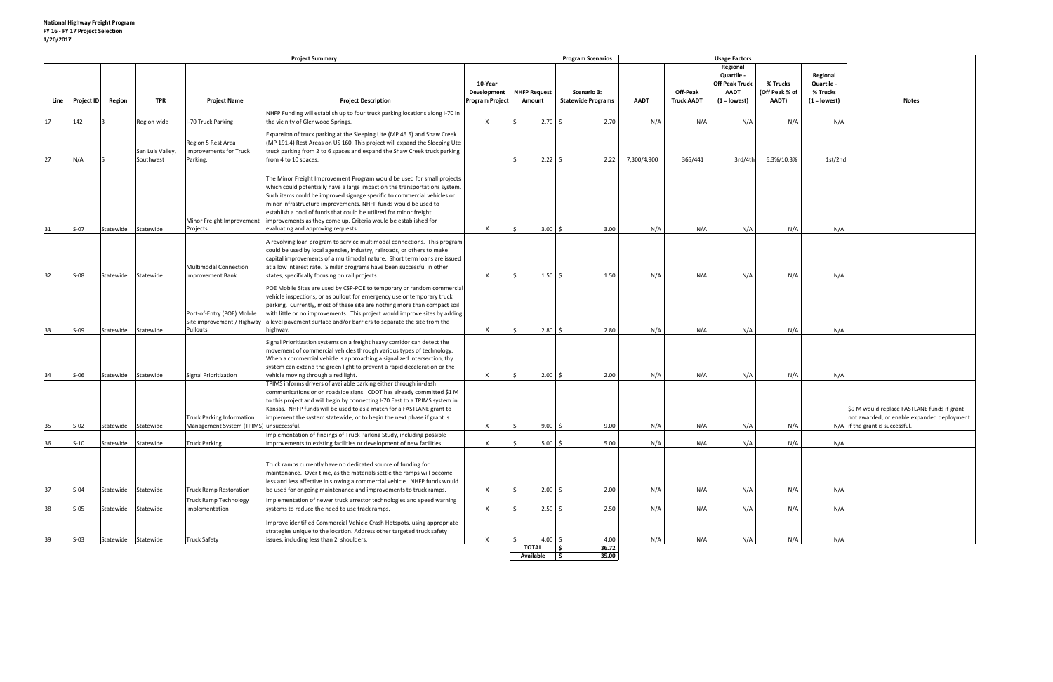**National Highway Freight Program**
**FY 16 - FY 17 Project Selection**
**1/20/2017**

| Project Summary | | | | | | Program Scenarios | | | Usage Factors | | | | | |
|---|---|---|---|---|---|---|---|---|---|---|---|---|---|---|
| Line | Project ID | Region | TPR | Project Name | Project Description | 10-Year Development Program Project | NHFP Request Amount | Scenario 3: Statewide Programs | AADT | Off-Peak Truck AADT | Regional Quartile - Off Peak Truck AADT (1 = lowest) | % Trucks (Off Peak % of AADT) | Regional Quartile - % Trucks (1 = lowest) | Notes |
| 17 | 142 | 3 | Region wide | I-70 Truck Parking | NHFP Funding will establish up to four truck parking locations along I-70 in the vicinity of Glenwood Springs. | X | $ 2.70 | $ 2.70 | N/A | N/A | N/A | N/A | N/A | |
| 27 | N/A | 5 | San Luis Valley, Southwest | Region 5 Rest Area Improvements for Truck Parking. | Expansion of truck parking at the Sleeping Ute (MP 46.5) and Shaw Creek (MP 191.4) Rest Areas on US 160. This project will expand the Sleeping Ute truck parking from 2 to 6 spaces and expand the Shaw Creek truck parking from 4 to 10 spaces. | | $ 2.22 | $ 2.22 | 7,300/4,900 | 365/441 | 3rd/4th | 6.3%/10.3% | 1st/2nd | |
| 31 | S-07 | Statewide | Statewide | Minor Freight Improvement Projects | The Minor Freight Improvement Program would be used for small projects which could potentially have a large impact on the transportations system. Such items could be improved signage specific to commercial vehicles or minor infrastructure improvements. NHFP funds would be used to establish a pool of funds that could be utilized for minor freight improvements as they come up. Criteria would be established for evaluating and approving requests. | X | $ 3.00 | $ 3.00 | N/A | N/A | N/A | N/A | N/A | |
| 32 | S-08 | Statewide | Statewide | Multimodal Connection Improvement Bank | A revolving loan program to service multimodal connections. This program could be used by local agencies, industry, railroads, or others to make capital improvements of a multimodal nature. Short term loans are issued at a low interest rate. Similar programs have been successful in other states, specifically focusing on rail projects. | X | $ 1.50 | $ 1.50 | N/A | N/A | N/A | N/A | N/A | |
| 33 | S-09 | Statewide | Statewide | Port-of-Entry (POE) Mobile Site improvement / Highway Pullouts | POE Mobile Sites are used by CSP-POE to temporary or random commercial vehicle inspections, or as pullout for emergency use or temporary truck parking. Currently, most of these site are nothing more than compact soil with little or no improvements. This project would improve sites by adding a level pavement surface and/or barriers to separate the site from the highway. | X | $ 2.80 | $ 2.80 | N/A | N/A | N/A | N/A | N/A | |
| 34 | S-06 | Statewide | Statewide | Signal Prioritization | Signal Prioritization systems on a freight heavy corridor can detect the movement of commercial vehicles through various types of technology. When a commercial vehicle is approaching a signalized intersection, thy system can extend the green light to prevent a rapid deceleration or the vehicle moving through a red light. | X | $ 2.00 | $ 2.00 | N/A | N/A | N/A | N/A | N/A | |
| 35 | S-02 | Statewide | Statewide | Truck Parking Information Management System (TPIMS) | TPIMS informs drivers of available parking either through in-dash communications or on roadside signs. CDOT has already committed $1 M to this project and will begin by connecting I-70 East to a TPIMS system in Kansas. NHFP funds will be used to as a match for a FASTLANE grant to implement the system statewide, or to begin the next phase if grant is unsuccessful. | X | $ 9.00 | $ 9.00 | N/A | N/A | N/A | N/A | N/A | $9 M would replace FASTLANE funds if grant not awarded, or enable expanded deployment if the grant is successful. |
| 36 | S-10 | Statewide | Statewide | Truck Parking | Implementation of findings of Truck Parking Study, including possible improvements to existing facilities or development of new facilities. | X | $ 5.00 | $ 5.00 | N/A | N/A | N/A | N/A | N/A | |
| 37 | S-04 | Statewide | Statewide | Truck Ramp Restoration | Truck ramps currently have no dedicated source of funding for maintenance. Over time, as the materials settle the ramps will become less and less affective in slowing a commercial vehicle. NHFP funds would be used for ongoing maintenance and improvements to truck ramps. | X | $ 2.00 | $ 2.00 | N/A | N/A | N/A | N/A | N/A | |
| 38 | S-05 | Statewide | Statewide | Truck Ramp Technology Implementation | Implementation of newer truck arrestor technologies and speed warning systems to reduce the need to use track ramps. | X | $ 2.50 | $ 2.50 | N/A | N/A | N/A | N/A | N/A | |
| 39 | S-03 | Statewide | Statewide | Truck Safety | Improve identified Commercial Vehicle Crash Hotspots, using appropriate strategies unique to the location. Address other targeted truck safety issues, including less than 2' shoulders. | X | $ 4.00 | $ 4.00 | N/A | N/A | N/A | N/A | N/A | |
| | | | | | | | **TOTAL** | **$ 36.72** | | | | | | |
| | | | | | | | **Available** | **$ 35.00** | | | | | | |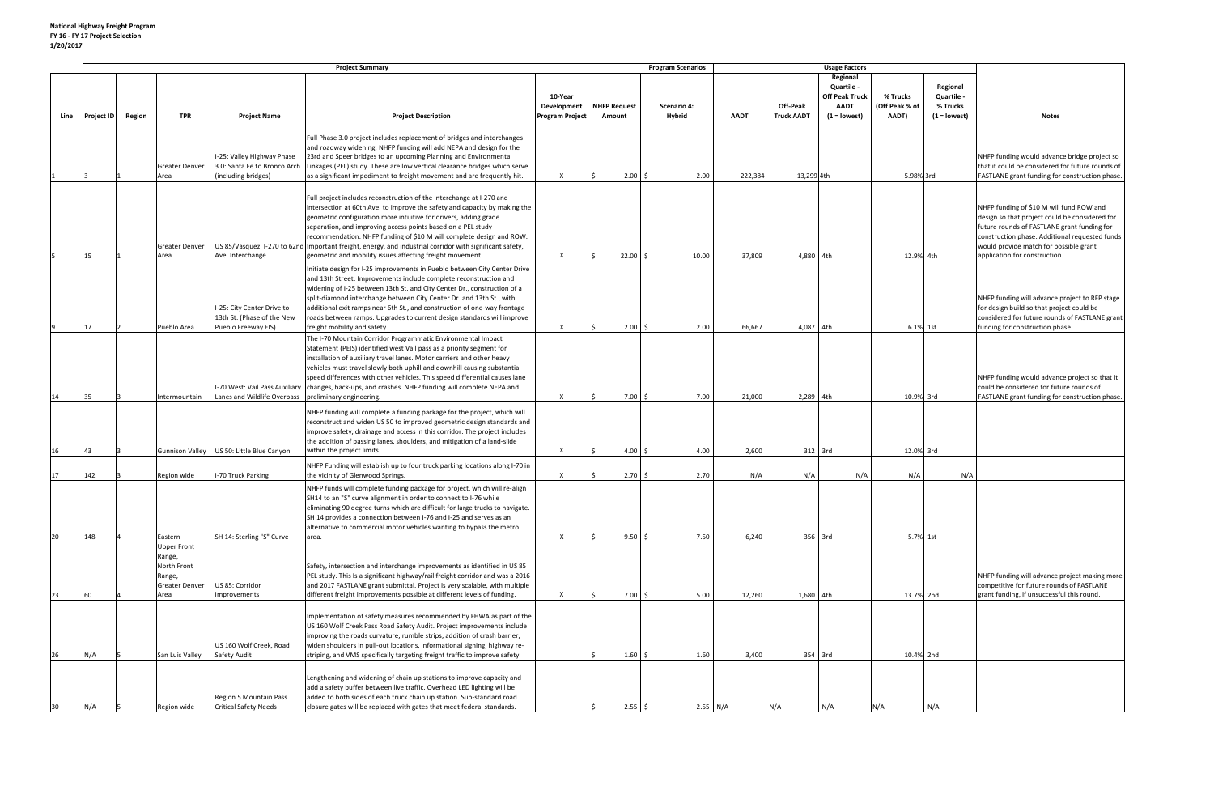**National Highway Freight Program**
**FY 16 - FY 17 Project Selection**
**1/20/2017**

| Project Summary | | | | | | | | Program Scenarios | Usage Factors | | | | | | |
|---|---|---|---|---|---|---|---|---|---|---|---|---|---|---|---|
| Line | Project ID | Region | TPR | Project Name | Project Description | 10-Year Development Program Project | NHFP Request Amount | Scenario 4: Hybrid | AADT | Off-Peak Truck AADT | Regional Quartile - Off Peak Truck AADT (1 = lowest) | % Trucks (Off Peak % of AADT) | Regional Quartile - % Trucks (1 = lowest) | Notes |
| 1 | 3 | 1 | Greater Denver Area | I-25: Valley Highway Phase 3.0: Santa Fe to Bronco Arch (including bridges) | Full Phase 3.0 project includes replacement of bridges and interchanges and roadway widening. NHFP funding will add NEPA and design for the 23rd and Speer bridges to an upcoming Planning and Environmental Linkages (PEL) study. These are low vertical clearance bridges which serve as a significant impediment to freight movement and are frequently hit. | X | $ 2.00 | $ 2.00 | 222,384 | 13,299 | 4th | 5.98% | 3rd | NHFP funding would advance bridge project so that it could be considered for future rounds of FASTLANE grant funding for construction phase. |
| 5 | 15 | 1 | Greater Denver Area | US 85/Vasquez: I-270 to 62nd Ave. Interchange | Full project includes reconstruction of the interchange at I-270 and intersection at 60th Ave. to improve the safety and capacity by making the geometric configuration more intuitive for drivers, adding grade separation, and improving access points based on a PEL study recommendation. NHFP funding of $10 M will complete design and ROW. Important freight, energy, and industrial corridor with significant safety, geometric and mobility issues affecting freight movement. | X | $ 22.00 | $ 10.00 | 37,809 | 4,880 | 4th | 12.9% | 4th | NHFP funding of $10 M will fund ROW and design so that project could be considered for future rounds of FASTLANE grant funding for construction phase. Additional requested funds would provide match for possible grant application for construction. |
| 9 | 17 | 2 | Pueblo Area | I-25: City Center Drive to 13th St. (Phase of the New Pueblo Freeway EIS) | Initiate design for I-25 improvements in Pueblo between City Center Drive and 13th Street. Improvements include complete reconstruction and widening of I-25 between 13th St. and City Center Dr., construction of a split-diamond interchange between City Center Dr. and 13th St., with additional exit ramps near 6th St., and construction of one-way frontage roads between ramps. Upgrades to current design standards will improve freight mobility and safety. | X | $ 2.00 | $ 2.00 | 66,667 | 4,087 | 4th | 6.1% | 1st | NHFP funding will advance project to RFP stage for design build so that project could be considered for future rounds of FASTLANE grant funding for construction phase. |
| 14 | 35 | 3 | Intermountain | I-70 West: Vail Pass Auxiliary Lanes and Wildlife Overpass | The I-70 Mountain Corridor Programmatic Environmental Impact Statement (PEIS) identified west Vail pass as a priority segment for installation of auxiliary travel lanes. Motor carriers and other heavy vehicles must travel slowly both uphill and downhill causing substantial speed differences with other vehicles. This speed differential causes lane changes, back-ups, and crashes. NHFP funding will complete NEPA and preliminary engineering. | X | $ 7.00 | $ 7.00 | 21,000 | 2,289 | 4th | 10.9% | 3rd | NHFP funding would advance project so that it could be considered for future rounds of FASTLANE grant funding for construction phase. |
| 16 | 43 | 3 | Gunnison Valley | US 50: Little Blue Canyon | NHFP funding will complete a funding package for the project, which will reconstruct and widen US 50 to improved geometric design standards and improve safety, drainage and access in this corridor. The project includes the addition of passing lanes, shoulders, and mitigation of a land-slide within the project limits. | X | $ 4.00 | $ 4.00 | 2,600 | 312 | 3rd | 12.0% | 3rd | |
| 17 | 142 | 3 | Region wide | I-70 Truck Parking | NHFP Funding will establish up to four truck parking locations along I-70 in the vicinity of Glenwood Springs. | X | $ 2.70 | $ 2.70 | N/A | N/A | N/A | N/A | N/A | |
| 20 | 148 | 4 | Eastern | SH 14: Sterling "S" Curve | NHFP funds will complete funding package for project, which will re-align SH14 to an "S" curve alignment in order to connect to I-76 while eliminating 90 degree turns which are difficult for large trucks to navigate. SH 14 provides a connection between I-76 and I-25 and serves as an alternative to commercial motor vehicles wanting to bypass the metro area. | X | $ 9.50 | $ 7.50 | 6,240 | 356 | 3rd | 5.7% | 1st | |
| 23 | 60 | 4 | Upper Front Range, North Front Range, Greater Denver Area | US 85: Corridor Improvements | Safety, intersection and interchange improvements as identified in US 85 PEL study. This is a significant highway/rail freight corridor and was a 2016 and 2017 FASTLANE grant submittal. Project is very scalable, with multiple different freight improvements possible at different levels of funding. | X | $ 7.00 | $ 5.00 | 12,260 | 1,680 | 4th | 13.7% | 2nd | NHFP funding will advance project making more competitive for future rounds of FASTLANE grant funding, if unsuccessful this round. |
| 26 | N/A | 5 | San Luis Valley | US 160 Wolf Creek, Road Safety Audit | Implementation of safety measures recommended by FHWA as part of the US 160 Wolf Creek Pass Road Safety Audit. Project improvements include improving the roads curvature, rumble strips, addition of crash barrier, widen shoulders in pull-out locations, informational signing, highway re-striping, and VMS specifically targeting freight traffic to improve safety. | | $ 1.60 | $ 1.60 | 3,400 | 354 | 3rd | 10.4% | 2nd | |
| 30 | N/A | 5 | Region wide | Region 5 Mountain Pass Critical Safety Needs | Lengthening and widening of chain up stations to improve capacity and add a safety buffer between live traffic. Overhead LED lighting will be added to both sides of each truck chain up station. Sub-standard road closure gates will be replaced with gates that meet federal standards. | | $ 2.55 | $ 2.55 | N/A | N/A | N/A | N/A | N/A | |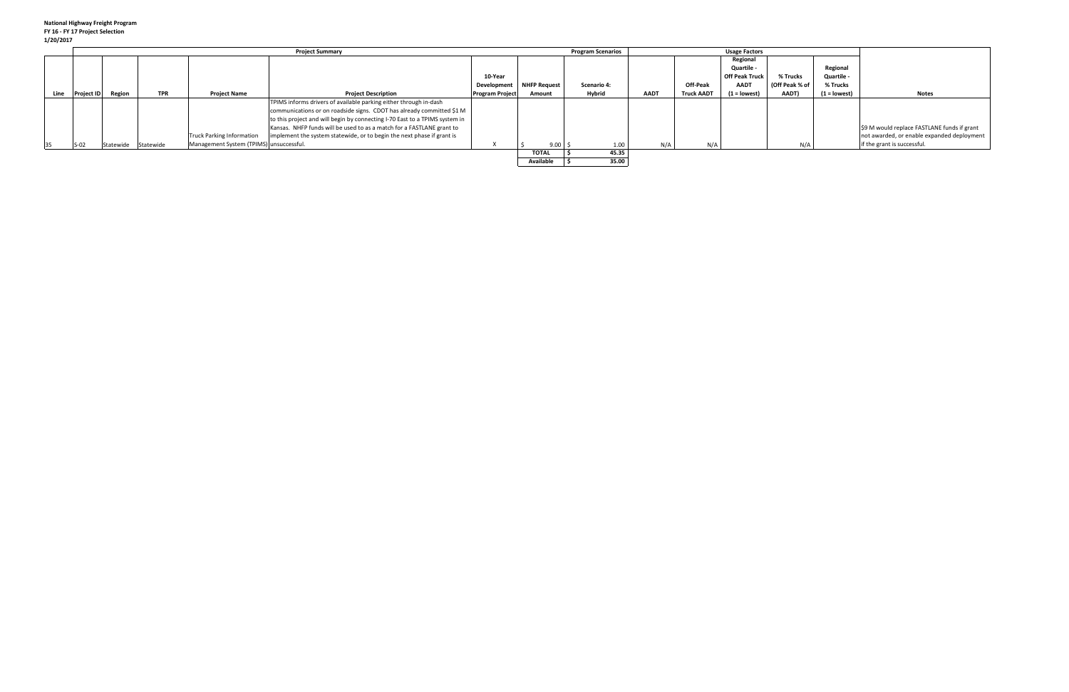**National Highway Freight Program**
**FY 16 - FY 17 Project Selection**
**1/20/2017**

| Project Summary | | | | | | | | Program Scenarios | Usage Factors | | | | | |
|---|---|---|---|---|---|---|---|---|---|---|---|---|---|---|
| Line | Project ID | Region | TPR | Project Name | Project Description | 10-Year Development Program Project | NHFP Request Amount | Scenario 4: Hybrid | AADT | Off-Peak Truck AADT | Regional Quartile - Off Peak Truck AADT (1 = lowest) | % Trucks (Off Peak % of AADT) | Regional Quartile - % Trucks (1 = lowest) | Notes |
| 35 | S-02 | Statewide | Statewide | Truck Parking Information Management System (TPIMS) | TPIMS informs drivers of available parking either through in-dash communications or on roadside signs. CDOT has already committed $1 M to this project and will begin by connecting I-70 East to a TPIMS system in Kansas. NHFP funds will be used to as a match for a FASTLANE grant to implement the system statewide, or to begin the next phase if grant is unsuccessful. | X | $ 9.00 | $ 1.00 | N/A | N/A | | N/A | | $9 M would replace FASTLANE funds if grant not awarded, or enable expanded deployment if the grant is successful. |
| | | | | | | | TOTAL | $ 45.35 | | | | | | |
| | | | | | | | Available | $ 35.00 | | | | | | |